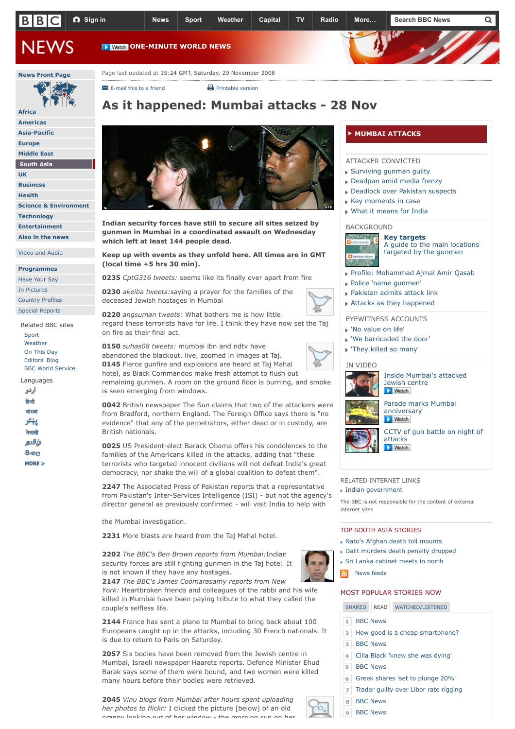Page last updated at 15:24 GMT, Saturday, 29 November 2008

# As it happened: Mumbai attacks - 28 Nov

**Indian security forces have still to secure all sites seized by gunmen in Mumbai in a coordinated assault on Wednesday which left at least 144 people dead.**

**Keep up with events as they unfold here. All times are in GMT (local time +5 hrs 30 min).**

**0235** *CptG316 tweets:* seems like its finally over apart from fire

**0230** *akeiba tweets:*saying a prayer for the families of the deceased Jewish hostages in Mumbai

**0220** *angsuman tweets:* What bothers me is how little regard these terrorists have for life. I think they have now set the Taj on fire as their final act.

**0150** *suhas08 tweets:* mumbai ibn and ndtv have abandoned the blackout. live, zoomed in images at Taj.

**0145** Fierce gunfire and explosions are heard at Taj Mahal hotel, as Black Commandos make fresh attempt to flush out remaining gunmen. A room on the ground floor is burning, and smoke is seen emerging from windows.

**0042** British newspaper The Sun claims that two of the attackers were from Bradford, northern England. The Foreign Office says there is "no evidence" that any of the perpetrators, either dead or in custody, are British nationals.

**0025** US President-elect Barack Obama offers his condolences to the families of the Americans killed in the attacks, adding that "these terrorists who targeted innocent civilians will not defeat India's great democracy, nor shake the will of a global coalition to defeat them".

**2247** The Associated Press of Pakistan reports that a representative from Pakistan's Inter-Services Intelligence (ISI) - but not the agency's director general as previously confirmed - will visit India to help with the Mumbai investigation.

**2231** More blasts are heard from the Taj Mahal hotel.

**2202** *The BBC's Ben Brown reports from Mumbai:*Indian security forces are still fighting gunmen in the Taj hotel. It is not known if they have any hostages.

**2147** *The BBC's James Coomarasamy reports from New York:* Heartbroken friends and colleagues of the rabbi and his wife killed in Mumbai have been paying tribute to what they called the couple's selfless life.

**2144** France has sent a plane to Mumbai to bring back about 100 Europeans caught up in the attacks, including 30 French nationals. It is due to return to Paris on Saturday.

**2057** Six bodies have been removed from the Jewish centre in Mumbai, Israeli newspaper Haaretz reports. Defence Minister Ehud Barak says some of them were bound, and two women were killed many hours before their bodies were retrieved.

**2045** *Vinu blogs from Mumbai after hours spent uploading her photos to flickr:* I clicked the picture [below] of an old granny looking out of her window - the morning sun on her

## MUMBAI ATTACKS

ATTACKER CONVICTED
- Surviving gunman guilty
- Deadpan amid media frenzy
- Deadlock over Pakistan suspects
- Key moments in case
- What it means for India

BACKGROUND
- **Key targets** A guide to the main locations targeted by the gunmen
- Profile: Mohammad Ajmal Amir Qasab
- Police 'name gunmen'
- Pakistan admits attack link
- Attacks as they happened

EYEWITNESS ACCOUNTS
- 'No value on life'
- 'We barricaded the door'
- 'They killed so many'

IN VIDEO
- Inside Mumbai's attacked Jewish centre
- Parade marks Mumbai anniversary
- CCTV of gun battle on night of attacks

RELATED INTERNET LINKS
- Indian government

The BBC is not responsible for the content of external internet sites

TOP SOUTH ASIA STORIES
- Nato's Afghan death toll mounts
- Dalit murders death penalty dropped
- Sri Lanka cabinet meets in north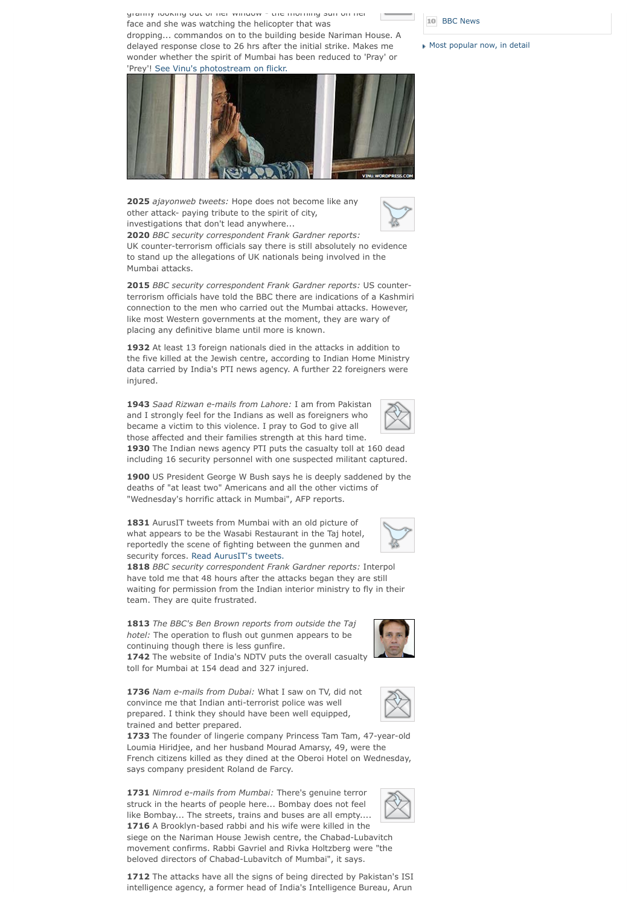granny looking out of her window - the morning sun on her face and she was watching the helicopter that was dropping... commandos on to the building beside Nariman House. A delayed response close to 26 hrs after the initial strike. Makes me wonder whether the spirit of Mumbai has been reduced to 'Pray' or 'Prey'! See Vinu's photostream on flickr.

**2025** *ajayonweb tweets:* Hope does not become like any other attack- paying tribute to the spirit of city, investigations that don't lead anywhere...

**2020** *BBC security correspondent Frank Gardner reports:* UK counter-terrorism officials say there is still absolutely no evidence to stand up the allegations of UK nationals being involved in the Mumbai attacks.

**2015** *BBC security correspondent Frank Gardner reports:* US counter-terrorism officials have told the BBC there are indications of a Kashmiri connection to the men who carried out the Mumbai attacks. However, like most Western governments at the moment, they are wary of placing any definitive blame until more is known.

**1932** At least 13 foreign nationals died in the attacks in addition to the five killed at the Jewish centre, according to Indian Home Ministry data carried by India's PTI news agency. A further 22 foreigners were injured.

**1943** *Saad Rizwan e-mails from Lahore:* I am from Pakistan and I strongly feel for the Indians as well as foreigners who became a victim to this violence. I pray to God to give all those affected and their families strength at this hard time.

**1930** The Indian news agency PTI puts the casualty toll at 160 dead including 16 security personnel with one suspected militant captured.

**1900** US President George W Bush says he is deeply saddened by the deaths of "at least two" Americans and all the other victims of "Wednesday's horrific attack in Mumbai", AFP reports.

**1831** AurusIT tweets from Mumbai with an old picture of what appears to be the Wasabi Restaurant in the Taj hotel, reportedly the scene of fighting between the gunmen and security forces. Read AurusIT's tweets.

**1818** *BBC security correspondent Frank Gardner reports:* Interpol have told me that 48 hours after the attacks began they are still waiting for permission from the Indian interior ministry to fly in their team. They are quite frustrated.

**1813** *The BBC's Ben Brown reports from outside the Taj hotel:* The operation to flush out gunmen appears to be continuing though there is less gunfire.

**1742** The website of India's NDTV puts the overall casualty toll for Mumbai at 154 dead and 327 injured.

**1736** *Nam e-mails from Dubai:* What I saw on TV, did not convince me that Indian anti-terrorist police was well prepared. I think they should have been well equipped, trained and better prepared.

**1733** The founder of lingerie company Princess Tam Tam, 47-year-old Loumia Hiridjee, and her husband Mourad Amarsy, 49, were the French citizens killed as they dined at the Oberoi Hotel on Wednesday, says company president Roland de Farcy.

**1731** *Nimrod e-mails from Mumbai:* There's genuine terror struck in the hearts of people here... Bombay does not feel like Bombay... The streets, trains and buses are all empty....

**1716** A Brooklyn-based rabbi and his wife were killed in the siege on the Nariman House Jewish centre, the Chabad-Lubavitch movement confirms. Rabbi Gavriel and Rivka Holtzberg were "the beloved directors of Chabad-Lubavitch of Mumbai", it says.

**1712** The attacks have all the signs of being directed by Pakistan's ISI intelligence agency, a former head of India's Intelligence Bureau, Arun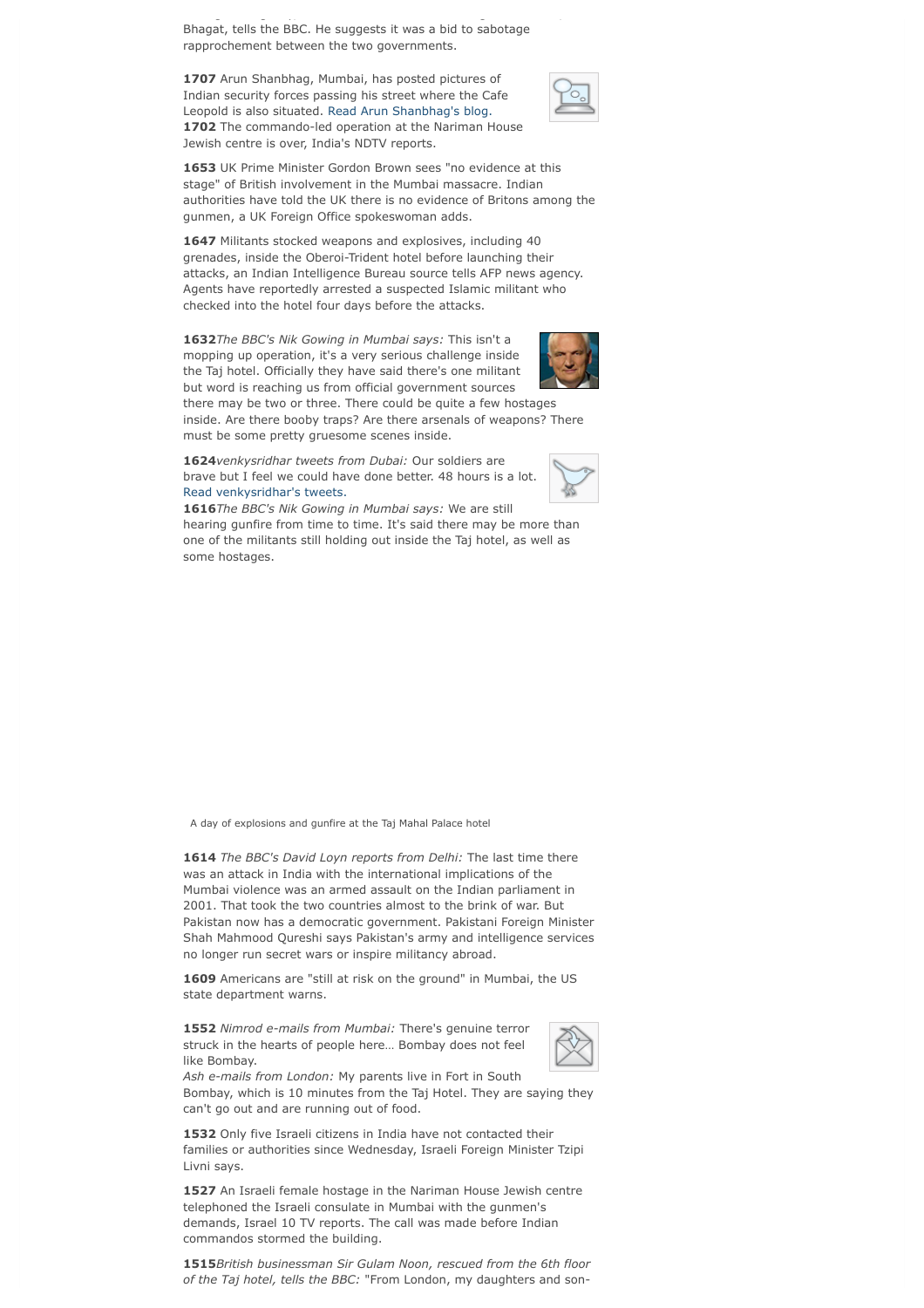Bhagat, tells the BBC. He suggests it was a bid to sabotage rapprochement between the two governments.

**1707** Arun Shanbhag, Mumbai, has posted pictures of Indian security forces passing his street where the Cafe Leopold is also situated. Read Arun Shanbhag's blog.

**1702** The commando-led operation at the Nariman House Jewish centre is over, India's NDTV reports.

**1653** UK Prime Minister Gordon Brown sees "no evidence at this stage" of British involvement in the Mumbai massacre. Indian authorities have told the UK there is no evidence of Britons among the gunmen, a UK Foreign Office spokeswoman adds.

**1647** Militants stocked weapons and explosives, including 40 grenades, inside the Oberoi-Trident hotel before launching their attacks, an Indian Intelligence Bureau source tells AFP news agency. Agents have reportedly arrested a suspected Islamic militant who checked into the hotel four days before the attacks.

**1632** *The BBC's Nik Gowing in Mumbai says:* This isn't a mopping up operation, it's a very serious challenge inside the Taj hotel. Officially they have said there's one militant but word is reaching us from official government sources there may be two or three. There could be quite a few hostages inside. Are there booby traps? Are there arsenals of weapons? There must be some pretty gruesome scenes inside.

**1624** *venkysridhar tweets from Dubai:* Our soldiers are brave but I feel we could have done better. 48 hours is a lot. Read venkysridhar's tweets.

**1616** *The BBC's Nik Gowing in Mumbai says:* We are still hearing gunfire from time to time. It's said there may be more than one of the militants still holding out inside the Taj hotel, as well as some hostages.

A day of explosions and gunfire at the Taj Mahal Palace hotel

**1614** *The BBC's David Loyn reports from Delhi:* The last time there was an attack in India with the international implications of the Mumbai violence was an armed assault on the Indian parliament in 2001. That took the two countries almost to the brink of war. But Pakistan now has a democratic government. Pakistani Foreign Minister Shah Mahmood Qureshi says Pakistan's army and intelligence services no longer run secret wars or inspire militancy abroad.

**1609** Americans are "still at risk on the ground" in Mumbai, the US state department warns.

**1552** *Nimrod e-mails from Mumbai:* There's genuine terror struck in the hearts of people here… Bombay does not feel like Bombay.

*Ash e-mails from London:* My parents live in Fort in South Bombay, which is 10 minutes from the Taj Hotel. They are saying they can't go out and are running out of food.

**1532** Only five Israeli citizens in India have not contacted their families or authorities since Wednesday, Israeli Foreign Minister Tzipi Livni says.

**1527** An Israeli female hostage in the Nariman House Jewish centre telephoned the Israeli consulate in Mumbai with the gunmen's demands, Israel 10 TV reports. The call was made before Indian commandos stormed the building.

**1515** *British businessman Sir Gulam Noon, rescued from the 6th floor of the Taj hotel, tells the BBC:* "From London, my daughters and son-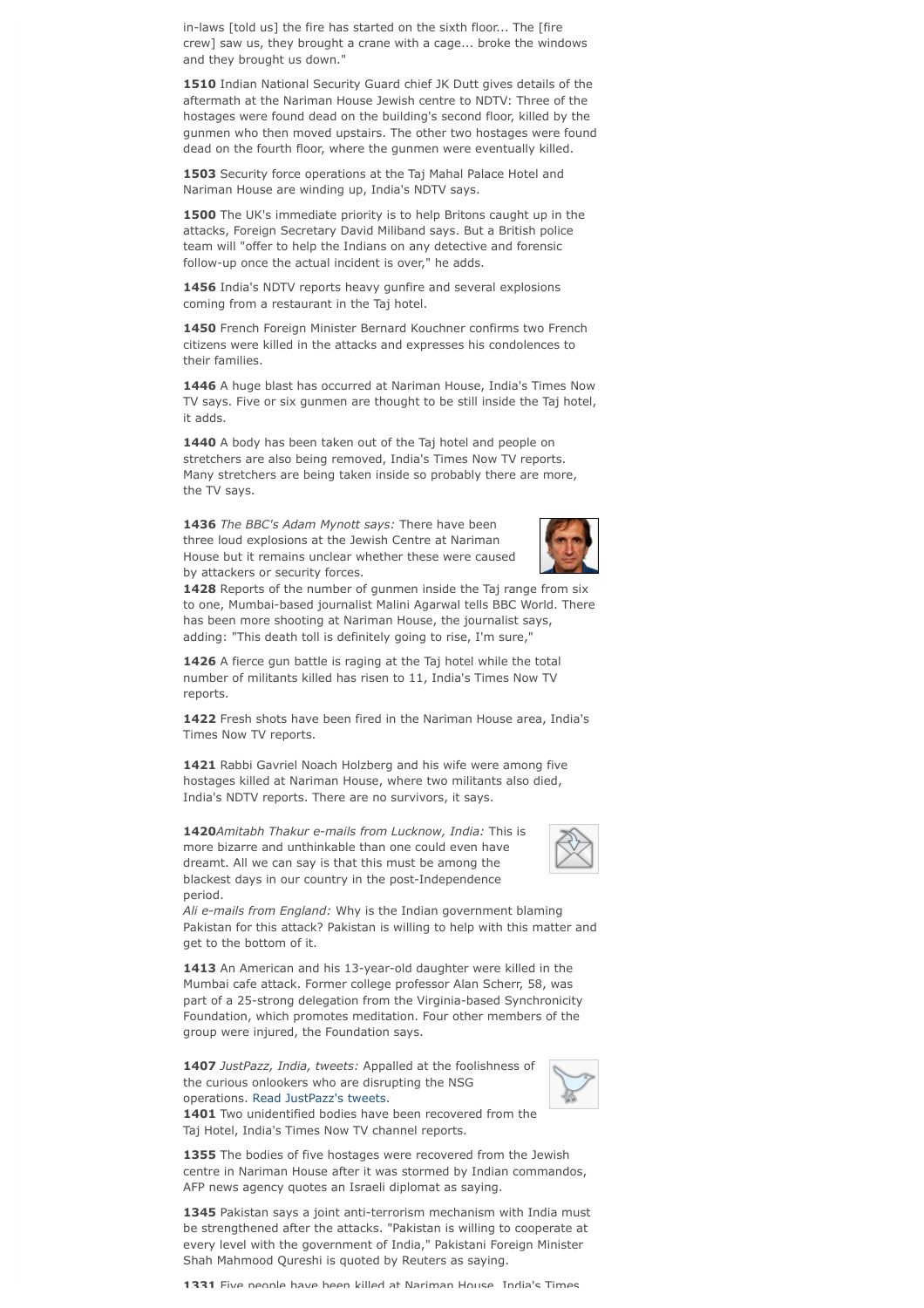in-laws [told us] the fire has started on the sixth floor... The [fire crew] saw us, they brought a crane with a cage... broke the windows and they brought us down."

**1510** Indian National Security Guard chief JK Dutt gives details of the aftermath at the Nariman House Jewish centre to NDTV: Three of the hostages were found dead on the building's second floor, killed by the gunmen who then moved upstairs. The other two hostages were found dead on the fourth floor, where the gunmen were eventually killed.

**1503** Security force operations at the Taj Mahal Palace Hotel and Nariman House are winding up, India's NDTV says.

**1500** The UK's immediate priority is to help Britons caught up in the attacks, Foreign Secretary David Miliband says. But a British police team will "offer to help the Indians on any detective and forensic follow-up once the actual incident is over," he adds.

**1456** India's NDTV reports heavy gunfire and several explosions coming from a restaurant in the Taj hotel.

**1450** French Foreign Minister Bernard Kouchner confirms two French citizens were killed in the attacks and expresses his condolences to their families.

**1446** A huge blast has occurred at Nariman House, India's Times Now TV says. Five or six gunmen are thought to be still inside the Taj hotel, it adds.

**1440** A body has been taken out of the Taj hotel and people on stretchers are also being removed, India's Times Now TV reports. Many stretchers are being taken inside so probably there are more, the TV says.

**1436** *The BBC's Adam Mynott says:* There have been three loud explosions at the Jewish Centre at Nariman House but it remains unclear whether these were caused by attackers or security forces.

**1428** Reports of the number of gunmen inside the Taj range from six to one, Mumbai-based journalist Malini Agarwal tells BBC World. There has been more shooting at Nariman House, the journalist says, adding: "This death toll is definitely going to rise, I'm sure,"

**1426** A fierce gun battle is raging at the Taj hotel while the total number of militants killed has risen to 11, India's Times Now TV reports.

**1422** Fresh shots have been fired in the Nariman House area, India's Times Now TV reports.

**1421** Rabbi Gavriel Noach Holzberg and his wife were among five hostages killed at Nariman House, where two militants also died, India's NDTV reports. There are no survivors, it says.

**1420** *Amitabh Thakur e-mails from Lucknow, India:* This is more bizarre and unthinkable than one could even have dreamt. All we can say is that this must be among the blackest days in our country in the post-Independence period.

*Ali e-mails from England:* Why is the Indian government blaming Pakistan for this attack? Pakistan is willing to help with this matter and get to the bottom of it.

**1413** An American and his 13-year-old daughter were killed in the Mumbai cafe attack. Former college professor Alan Scherr, 58, was part of a 25-strong delegation from the Virginia-based Synchronicity Foundation, which promotes meditation. Four other members of the group were injured, the Foundation says.

**1407** *JustPazz, India, tweets:* Appalled at the foolishness of the curious onlookers who are disrupting the NSG operations. Read JustPazz's tweets.

**1401** Two unidentified bodies have been recovered from the Taj Hotel, India's Times Now TV channel reports.

**1355** The bodies of five hostages were recovered from the Jewish centre in Nariman House after it was stormed by Indian commandos, AFP news agency quotes an Israeli diplomat as saying.

**1345** Pakistan says a joint anti-terrorism mechanism with India must be strengthened after the attacks. "Pakistan is willing to cooperate at every level with the government of India," Pakistani Foreign Minister Shah Mahmood Qureshi is quoted by Reuters as saying.

**1331** Five people have been killed at Nariman House, India's Times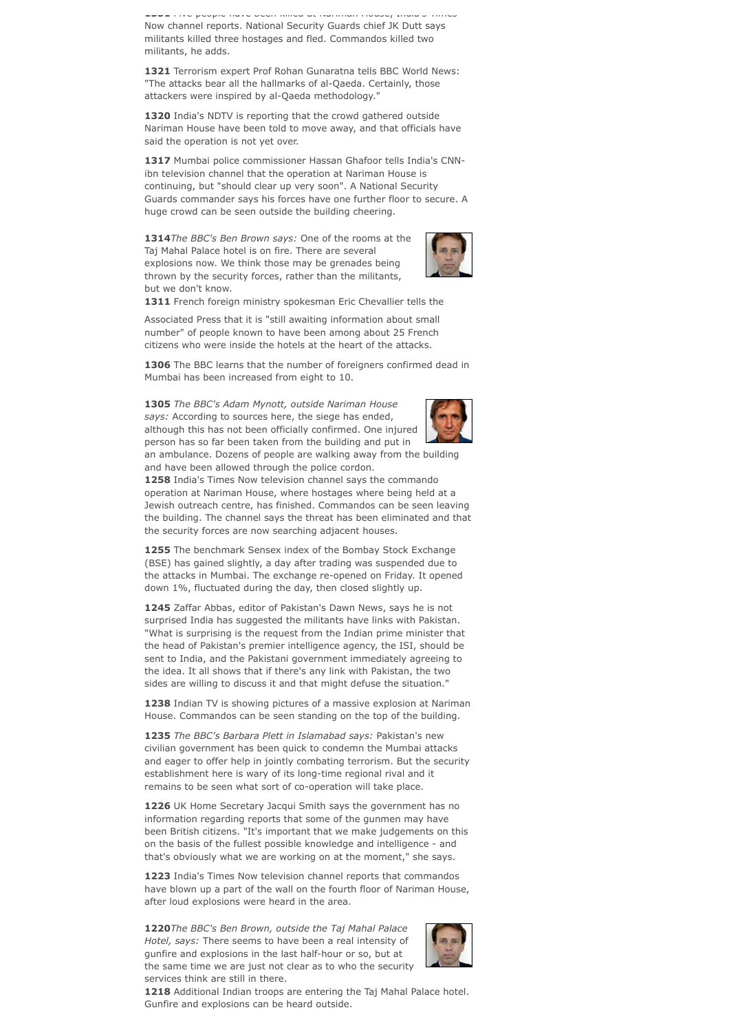**1331** Five people have been killed at Nariman House, India's Times Now channel reports. National Security Guards chief JK Dutt says militants killed three hostages and fled. Commandos killed two militants, he adds.

**1321** Terrorism expert Prof Rohan Gunaratna tells BBC World News: "The attacks bear all the hallmarks of al-Qaeda. Certainly, those attackers were inspired by al-Qaeda methodology."

**1320** India's NDTV is reporting that the crowd gathered outside Nariman House have been told to move away, and that officials have said the operation is not yet over.

**1317** Mumbai police commissioner Hassan Ghafoor tells India's CNN-ibn television channel that the operation at Nariman House is continuing, but "should clear up very soon". A National Security Guards commander says his forces have one further floor to secure. A huge crowd can be seen outside the building cheering.

**1314** *The BBC's Ben Brown says:* One of the rooms at the Taj Mahal Palace hotel is on fire. There are several explosions now. We think those may be grenades being thrown by the security forces, rather than the militants, but we don't know.

**1311** French foreign ministry spokesman Eric Chevallier tells the Associated Press that it is "still awaiting information about small number" of people known to have been among about 25 French citizens who were inside the hotels at the heart of the attacks.

**1306** The BBC learns that the number of foreigners confirmed dead in Mumbai has been increased from eight to 10.

**1305** *The BBC's Adam Mynott, outside Nariman House says:* According to sources here, the siege has ended, although this has not been officially confirmed. One injured person has so far been taken from the building and put in an ambulance. Dozens of people are walking away from the building and have been allowed through the police cordon.

**1258** India's Times Now television channel says the commando operation at Nariman House, where hostages where being held at a Jewish outreach centre, has finished. Commandos can be seen leaving the building. The channel says the threat has been eliminated and that the security forces are now searching adjacent houses.

**1255** The benchmark Sensex index of the Bombay Stock Exchange (BSE) has gained slightly, a day after trading was suspended due to the attacks in Mumbai. The exchange re-opened on Friday. It opened down 1%, fluctuated during the day, then closed slightly up.

**1245** Zaffar Abbas, editor of Pakistan's Dawn News, says he is not surprised India has suggested the militants have links with Pakistan. "What is surprising is the request from the Indian prime minister that the head of Pakistan's premier intelligence agency, the ISI, should be sent to India, and the Pakistani government immediately agreeing to the idea. It all shows that if there's any link with Pakistan, the two sides are willing to discuss it and that might defuse the situation."

**1238** Indian TV is showing pictures of a massive explosion at Nariman House. Commandos can be seen standing on the top of the building.

**1235** *The BBC's Barbara Plett in Islamabad says:* Pakistan's new civilian government has been quick to condemn the Mumbai attacks and eager to offer help in jointly combating terrorism. But the security establishment here is wary of its long-time regional rival and it remains to be seen what sort of co-operation will take place.

**1226** UK Home Secretary Jacqui Smith says the government has no information regarding reports that some of the gunmen may have been British citizens. "It's important that we make judgements on this on the basis of the fullest possible knowledge and intelligence - and that's obviously what we are working on at the moment," she says.

**1223** India's Times Now television channel reports that commandos have blown up a part of the wall on the fourth floor of Nariman House, after loud explosions were heard in the area.

**1220** *The BBC's Ben Brown, outside the Taj Mahal Palace Hotel, says:* There seems to have been a real intensity of gunfire and explosions in the last half-hour or so, but at the same time we are just not clear as to who the security services think are still in there.

**1218** Additional Indian troops are entering the Taj Mahal Palace hotel. Gunfire and explosions can be heard outside.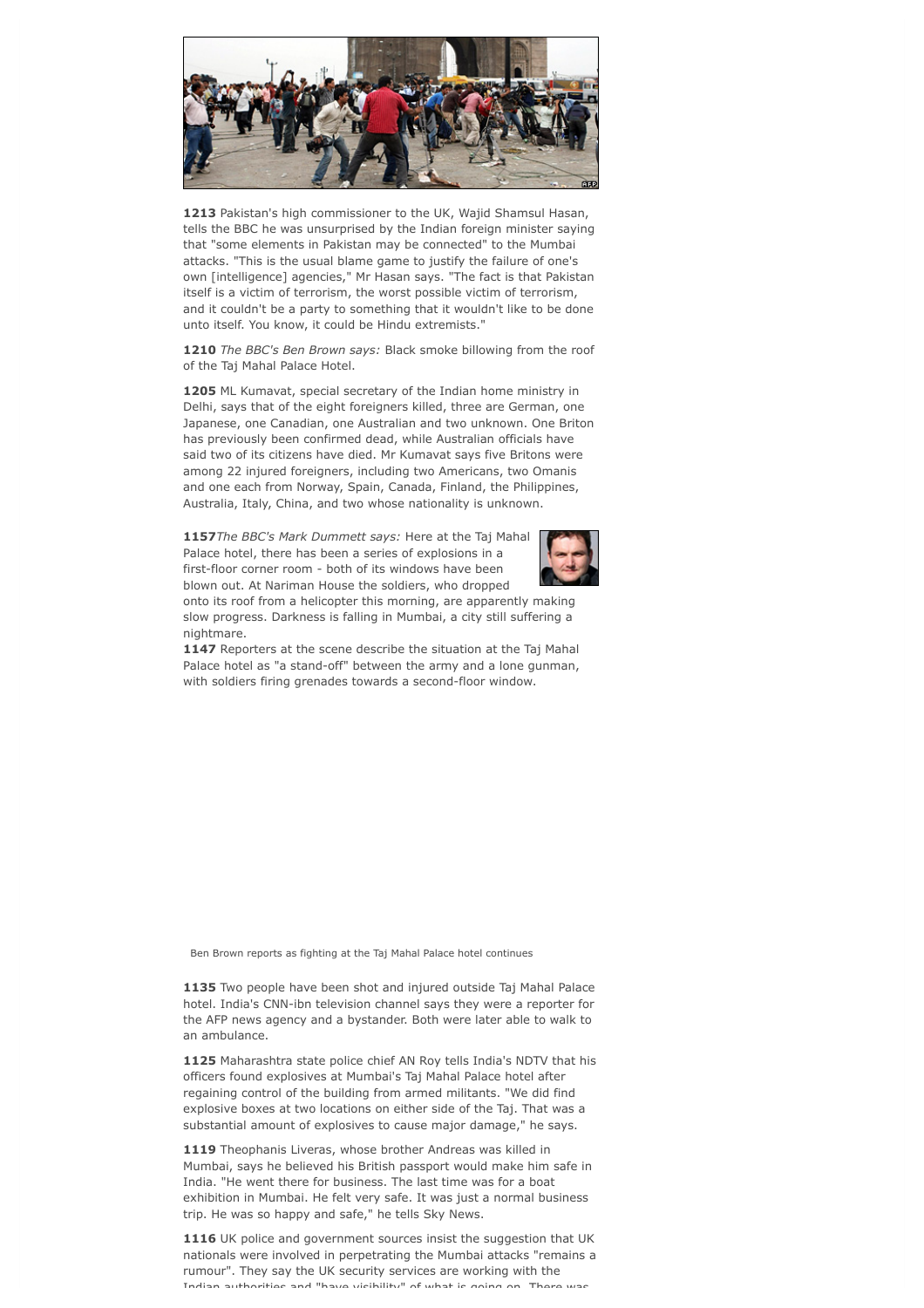**1213** Pakistan's high commissioner to the UK, Wajid Shamsul Hasan, tells the BBC he was unsurprised by the Indian foreign minister saying that "some elements in Pakistan may be connected" to the Mumbai attacks. "This is the usual blame game to justify the failure of one's own [intelligence] agencies," Mr Hasan says. "The fact is that Pakistan itself is a victim of terrorism, the worst possible victim of terrorism, and it couldn't be a party to something that it wouldn't like to be done unto itself. You know, it could be Hindu extremists."

**1210** *The BBC's Ben Brown says:* Black smoke billowing from the roof of the Taj Mahal Palace Hotel.

**1205** ML Kumavat, special secretary of the Indian home ministry in Delhi, says that of the eight foreigners killed, three are German, one Japanese, one Canadian, one Australian and two unknown. One Briton has previously been confirmed dead, while Australian officials have said two of its citizens have died. Mr Kumavat says five Britons were among 22 injured foreigners, including two Americans, two Omanis and one each from Norway, Spain, Canada, Finland, the Philippines, Australia, Italy, China, and two whose nationality is unknown.

**1157** *The BBC's Mark Dummett says:* Here at the Taj Mahal Palace hotel, there has been a series of explosions in a first-floor corner room - both of its windows have been blown out. At Nariman House the soldiers, who dropped onto its roof from a helicopter this morning, are apparently making slow progress. Darkness is falling in Mumbai, a city still suffering a nightmare.

**1147** Reporters at the scene describe the situation at the Taj Mahal Palace hotel as "a stand-off" between the army and a lone gunman, with soldiers firing grenades towards a second-floor window.

Ben Brown reports as fighting at the Taj Mahal Palace hotel continues

**1135** Two people have been shot and injured outside Taj Mahal Palace hotel. India's CNN-ibn television channel says they were a reporter for the AFP news agency and a bystander. Both were later able to walk to an ambulance.

**1125** Maharashtra state police chief AN Roy tells India's NDTV that his officers found explosives at Mumbai's Taj Mahal Palace hotel after regaining control of the building from armed militants. "We did find explosive boxes at two locations on either side of the Taj. That was a substantial amount of explosives to cause major damage," he says.

**1119** Theophanis Liveras, whose brother Andreas was killed in Mumbai, says he believed his British passport would make him safe in India. "He went there for business. The last time was for a boat exhibition in Mumbai. He felt very safe. It was just a normal business trip. He was so happy and safe," he tells Sky News.

**1116** UK police and government sources insist the suggestion that UK nationals were involved in perpetrating the Mumbai attacks "remains a rumour". They say the UK security services are working with the Indian authorities and "have visibility" of what is going on. There was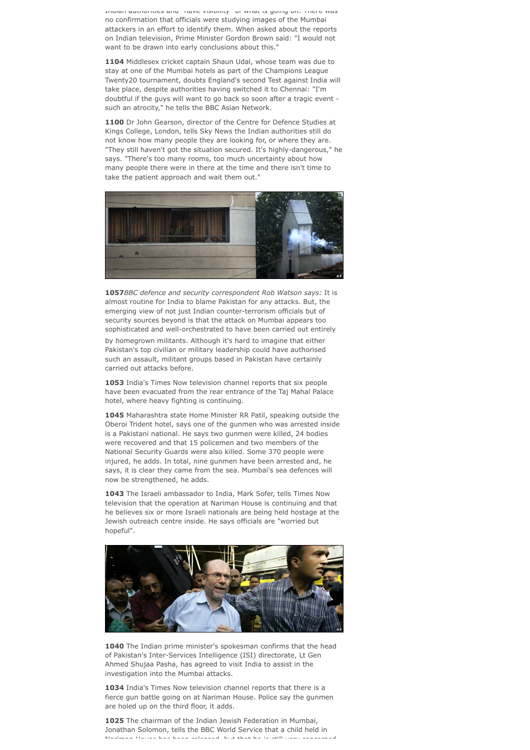Indian authorities and "have visibility" of what is going on. There was no confirmation that officials were studying images of the Mumbai attackers in an effort to identify them. When asked about the reports on Indian television, Prime Minister Gordon Brown said: "I would not want to be drawn into early conclusions about this."

**1104** Middlesex cricket captain Shaun Udal, whose team was due to stay at one of the Mumbai hotels as part of the Champions League Twenty20 tournament, doubts England's second Test against India will take place, despite authorities having switched it to Chennai: "I'm doubtful if the guys will want to go back so soon after a tragic event - such an atrocity," he tells the BBC Asian Network.

**1100** Dr John Gearson, director of the Centre for Defence Studies at Kings College, London, tells Sky News the Indian authorities still do not know how many people they are looking for, or where they are. "They still haven't got the situation secured. It's highly-dangerous," he says. "There's too many rooms, too much uncertainty about how many people there were in there at the time and there isn't time to take the patient approach and wait them out."

**1057** *BBC defence and security correspondent Rob Watson says:* It is almost routine for India to blame Pakistan for any attacks. But, the emerging view of not just Indian counter-terrorism officials but of security sources beyond is that the attack on Mumbai appears too sophisticated and well-orchestrated to have been carried out entirely by homegrown militants. Although it's hard to imagine that either Pakistan's top civilian or military leadership could have authorised such an assault, militant groups based in Pakistan have certainly carried out attacks before.

**1053** India's Times Now television channel reports that six people have been evacuated from the rear entrance of the Taj Mahal Palace hotel, where heavy fighting is continuing.

**1045** Maharashtra state Home Minister RR Patil, speaking outside the Oberoi Trident hotel, says one of the gunmen who was arrested inside is a Pakistani national. He says two gunmen were killed, 24 bodies were recovered and that 15 policemen and two members of the National Security Guards were also killed. Some 370 people were injured, he adds. In total, nine gunmen have been arrested and, he says, it is clear they came from the sea. Mumbai's sea defences will now be strengthened, he adds.

**1043** The Israeli ambassador to India, Mark Sofer, tells Times Now television that the operation at Nariman House is continuing and that he believes six or more Israeli nationals are being held hostage at the Jewish outreach centre inside. He says officials are "worried but hopeful".

**1040** The Indian prime minister's spokesman confirms that the head of Pakistan's Inter-Services Intelligence (ISI) directorate, Lt Gen Ahmed Shujaa Pasha, has agreed to visit India to assist in the investigation into the Mumbai attacks.

**1034** India's Times Now television channel reports that there is a fierce gun battle going on at Nariman House. Police say the gunmen are holed up on the third floor, it adds.

**1025** The chairman of the Indian Jewish Federation in Mumbai, Jonathan Solomon, tells the BBC World Service that a child held in Nariman House has been released, but that he is still very concerned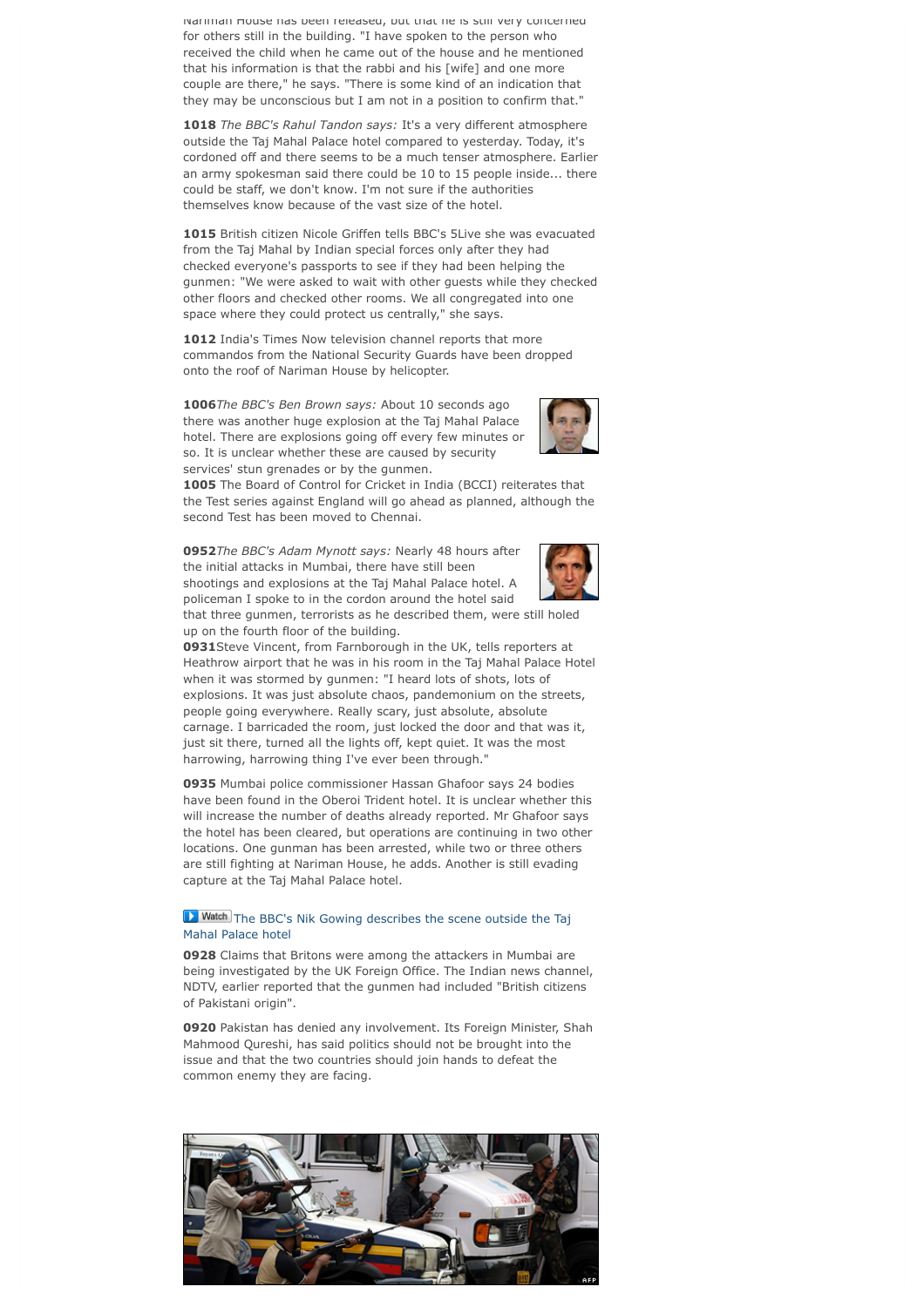Nariman House has been released, but that he is still very concerned for others still in the building. "I have spoken to the person who received the child when he came out of the house and he mentioned that his information is that the rabbi and his [wife] and one more couple are there," he says. "There is some kind of an indication that they may be unconscious but I am not in a position to confirm that."

**1018** *The BBC's Rahul Tandon says:* It's a very different atmosphere outside the Taj Mahal Palace hotel compared to yesterday. Today, it's cordoned off and there seems to be a much tenser atmosphere. Earlier an army spokesman said there could be 10 to 15 people inside... there could be staff, we don't know. I'm not sure if the authorities themselves know because of the vast size of the hotel.

**1015** British citizen Nicole Griffen tells BBC's 5Live she was evacuated from the Taj Mahal by Indian special forces only after they had checked everyone's passports to see if they had been helping the gunmen: "We were asked to wait with other guests while they checked other floors and checked other rooms. We all congregated into one space where they could protect us centrally," she says.

**1012** India's Times Now television channel reports that more commandos from the National Security Guards have been dropped onto the roof of Nariman House by helicopter.

**1006** *The BBC's Ben Brown says:* About 10 seconds ago there was another huge explosion at the Taj Mahal Palace hotel. There are explosions going off every few minutes or so. It is unclear whether these are caused by security services' stun grenades or by the gunmen.

**1005** The Board of Control for Cricket in India (BCCI) reiterates that the Test series against England will go ahead as planned, although the second Test has been moved to Chennai.

**0952** *The BBC's Adam Mynott says:* Nearly 48 hours after the initial attacks in Mumbai, there have still been shootings and explosions at the Taj Mahal Palace hotel. A policeman I spoke to in the cordon around the hotel said that three gunmen, terrorists as he described them, were still holed up on the fourth floor of the building.

**0931** Steve Vincent, from Farnborough in the UK, tells reporters at Heathrow airport that he was in his room in the Taj Mahal Palace Hotel when it was stormed by gunmen: "I heard lots of shots, lots of explosions. It was just absolute chaos, pandemonium on the streets, people going everywhere. Really scary, just absolute, absolute carnage. I barricaded the room, just locked the door and that was it, just sit there, turned all the lights off, kept quiet. It was the most harrowing, harrowing thing I've ever been through."

**0935** Mumbai police commissioner Hassan Ghafoor says 24 bodies have been found in the Oberoi Trident hotel. It is unclear whether this will increase the number of deaths already reported. Mr Ghafoor says the hotel has been cleared, but operations are continuing in two other locations. One gunman has been arrested, while two or three others are still fighting at Nariman House, he adds. Another is still evading capture at the Taj Mahal Palace hotel.

Watch The BBC's Nik Gowing describes the scene outside the Taj Mahal Palace hotel

**0928** Claims that Britons were among the attackers in Mumbai are being investigated by the UK Foreign Office. The Indian news channel, NDTV, earlier reported that the gunmen had included "British citizens of Pakistani origin".

**0920** Pakistan has denied any involvement. Its Foreign Minister, Shah Mahmood Qureshi, has said politics should not be brought into the issue and that the two countries should join hands to defeat the common enemy they are facing.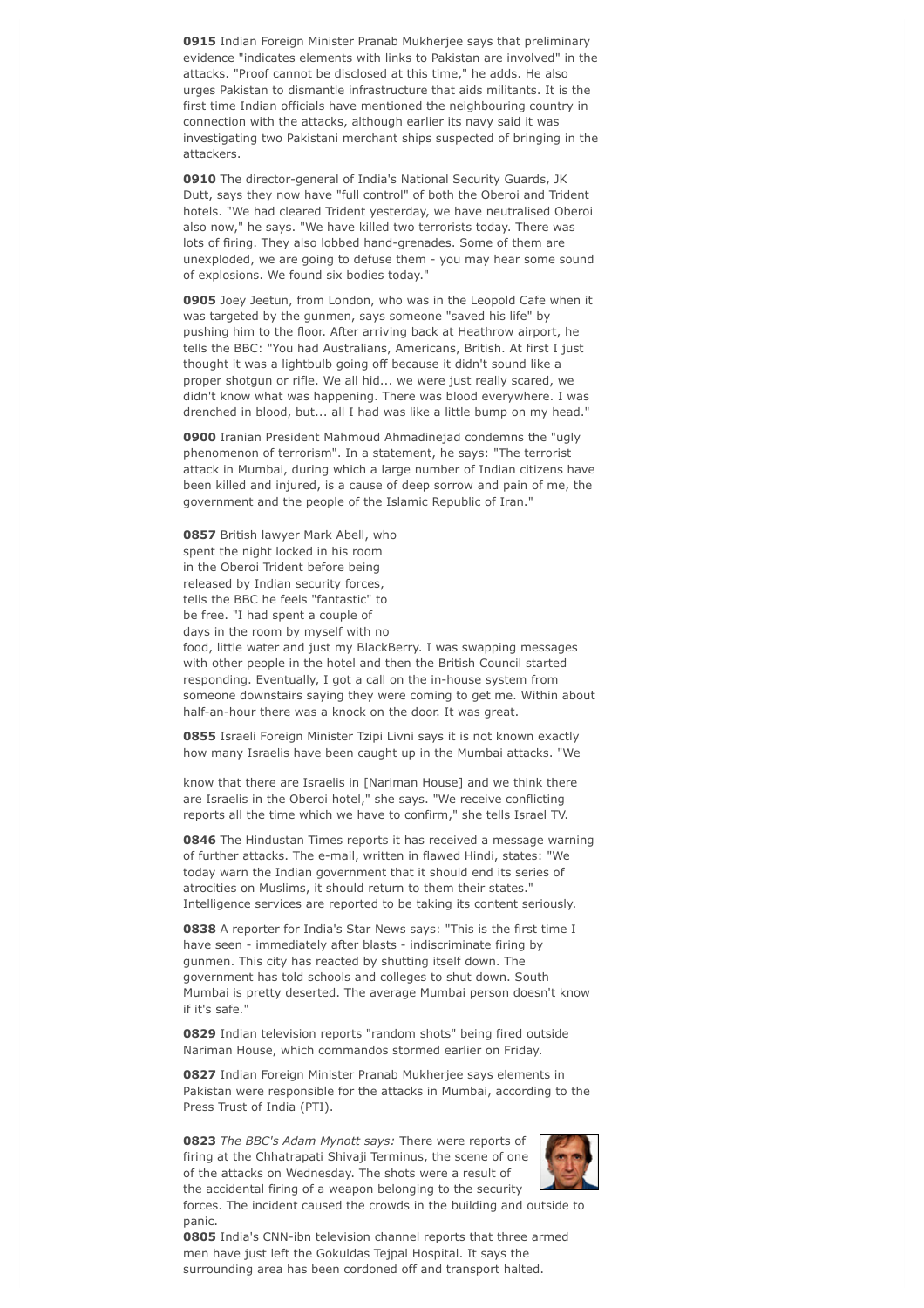**0915** Indian Foreign Minister Pranab Mukherjee says that preliminary evidence "indicates elements with links to Pakistan are involved" in the attacks. "Proof cannot be disclosed at this time," he adds. He also urges Pakistan to dismantle infrastructure that aids militants. It is the first time Indian officials have mentioned the neighbouring country in connection with the attacks, although earlier its navy said it was investigating two Pakistani merchant ships suspected of bringing in the attackers.

**0910** The director-general of India's National Security Guards, JK Dutt, says they now have "full control" of both the Oberoi and Trident hotels. "We had cleared Trident yesterday, we have neutralised Oberoi also now," he says. "We have killed two terrorists today. There was lots of firing. They also lobbed hand-grenades. Some of them are unexploded, we are going to defuse them - you may hear some sound of explosions. We found six bodies today."

**0905** Joey Jeetun, from London, who was in the Leopold Cafe when it was targeted by the gunmen, says someone "saved his life" by pushing him to the floor. After arriving back at Heathrow airport, he tells the BBC: "You had Australians, Americans, British. At first I just thought it was a lightbulb going off because it didn't sound like a proper shotgun or rifle. We all hid... we were just really scared, we didn't know what was happening. There was blood everywhere. I was drenched in blood, but... all I had was like a little bump on my head."

**0900** Iranian President Mahmoud Ahmadinejad condemns the "ugly phenomenon of terrorism". In a statement, he says: "The terrorist attack in Mumbai, during which a large number of Indian citizens have been killed and injured, is a cause of deep sorrow and pain of me, the government and the people of the Islamic Republic of Iran."

**0857** British lawyer Mark Abell, who spent the night locked in his room in the Oberoi Trident before being released by Indian security forces, tells the BBC he feels "fantastic" to be free. "I had spent a couple of days in the room by myself with no food, little water and just my BlackBerry. I was swapping messages with other people in the hotel and then the British Council started responding. Eventually, I got a call on the in-house system from someone downstairs saying they were coming to get me. Within about half-an-hour there was a knock on the door. It was great.

**0855** Israeli Foreign Minister Tzipi Livni says it is not known exactly how many Israelis have been caught up in the Mumbai attacks. "We know that there are Israelis in [Nariman House] and we think there are Israelis in the Oberoi hotel," she says. "We receive conflicting reports all the time which we have to confirm," she tells Israel TV.

**0846** The Hindustan Times reports it has received a message warning of further attacks. The e-mail, written in flawed Hindi, states: "We today warn the Indian government that it should end its series of atrocities on Muslims, it should return to them their states." Intelligence services are reported to be taking its content seriously.

**0838** A reporter for India's Star News says: "This is the first time I have seen - immediately after blasts - indiscriminate firing by gunmen. This city has reacted by shutting itself down. The government has told schools and colleges to shut down. South Mumbai is pretty deserted. The average Mumbai person doesn't know if it's safe."

**0829** Indian television reports "random shots" being fired outside Nariman House, which commandos stormed earlier on Friday.

**0827** Indian Foreign Minister Pranab Mukherjee says elements in Pakistan were responsible for the attacks in Mumbai, according to the Press Trust of India (PTI).

**0823** *The BBC's Adam Mynott says:* There were reports of firing at the Chhatrapati Shivaji Terminus, the scene of one of the attacks on Wednesday. The shots were a result of the accidental firing of a weapon belonging to the security forces. The incident caused the crowds in the building and outside to panic.

**0805** India's CNN-ibn television channel reports that three armed men have just left the Gokuldas Tejpal Hospital. It says the surrounding area has been cordoned off and transport halted.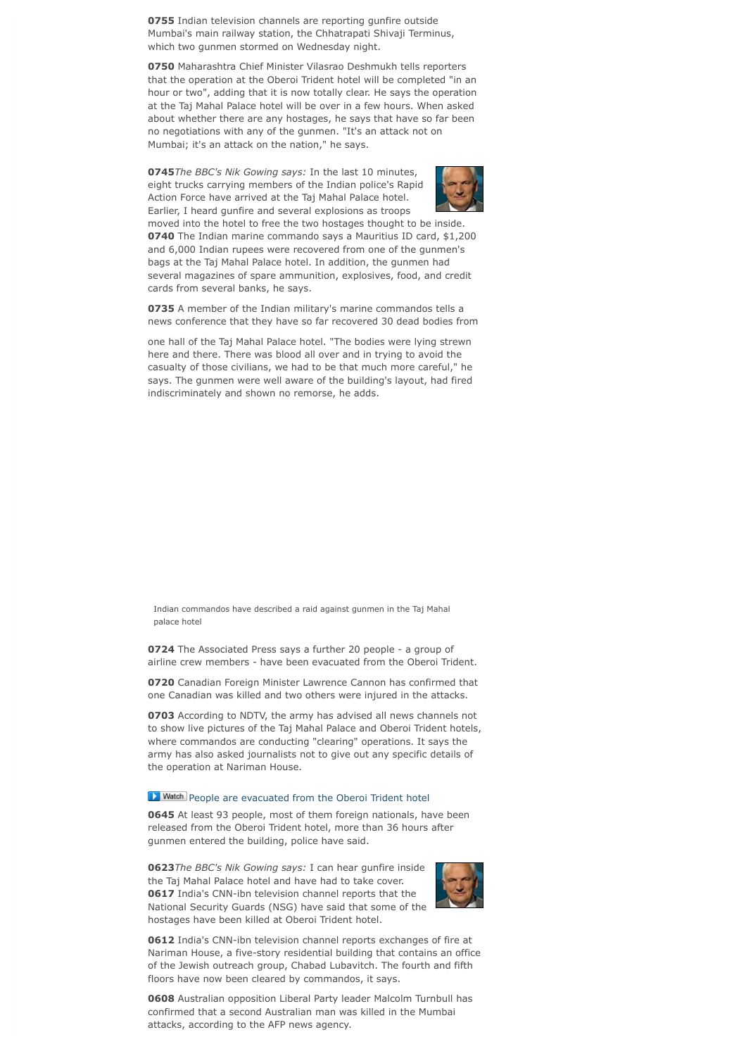**0755** Indian television channels are reporting gunfire outside Mumbai's main railway station, the Chhatrapati Shivaji Terminus, which two gunmen stormed on Wednesday night.

**0750** Maharashtra Chief Minister Vilasrao Deshmukh tells reporters that the operation at the Oberoi Trident hotel will be completed "in an hour or two", adding that it is now totally clear. He says the operation at the Taj Mahal Palace hotel will be over in a few hours. When asked about whether there are any hostages, he says that have so far been no negotiations with any of the gunmen. "It's an attack not on Mumbai; it's an attack on the nation," he says.

**0745***The BBC's Nik Gowing says:* In the last 10 minutes, eight trucks carrying members of the Indian police's Rapid Action Force have arrived at the Taj Mahal Palace hotel. Earlier, I heard gunfire and several explosions as troops moved into the hotel to free the two hostages thought to be inside.

**0740** The Indian marine commando says a Mauritius ID card, $1,200 and 6,000 Indian rupees were recovered from one of the gunmen's bags at the Taj Mahal Palace hotel. In addition, the gunmen had several magazines of spare ammunition, explosives, food, and credit cards from several banks, he says.

**0735** A member of the Indian military's marine commandos tells a news conference that they have so far recovered 30 dead bodies from one hall of the Taj Mahal Palace hotel. "The bodies were lying strewn here and there. There was blood all over and in trying to avoid the casualty of those civilians, we had to be that much more careful," he says. The gunmen were well aware of the building's layout, had fired indiscriminately and shown no remorse, he adds.

Indian commandos have described a raid against gunmen in the Taj Mahal palace hotel

**0724** The Associated Press says a further 20 people - a group of airline crew members - have been evacuated from the Oberoi Trident.

**0720** Canadian Foreign Minister Lawrence Cannon has confirmed that one Canadian was killed and two others were injured in the attacks.

**0703** According to NDTV, the army has advised all news channels not to show live pictures of the Taj Mahal Palace and Oberoi Trident hotels, where commandos are conducting "clearing" operations. It says the army has also asked journalists not to give out any specific details of the operation at Nariman House.

Watch People are evacuated from the Oberoi Trident hotel

**0645** At least 93 people, most of them foreign nationals, have been released from the Oberoi Trident hotel, more than 36 hours after gunmen entered the building, police have said.

**0623***The BBC's Nik Gowing says:* I can hear gunfire inside the Taj Mahal Palace hotel and have had to take cover.

**0617** India's CNN-ibn television channel reports that the National Security Guards (NSG) have said that some of the hostages have been killed at Oberoi Trident hotel.

**0612** India's CNN-ibn television channel reports exchanges of fire at Nariman House, a five-story residential building that contains an office of the Jewish outreach group, Chabad Lubavitch. The fourth and fifth floors have now been cleared by commandos, it says.

**0608** Australian opposition Liberal Party leader Malcolm Turnbull has confirmed that a second Australian man was killed in the Mumbai attacks, according to the AFP news agency.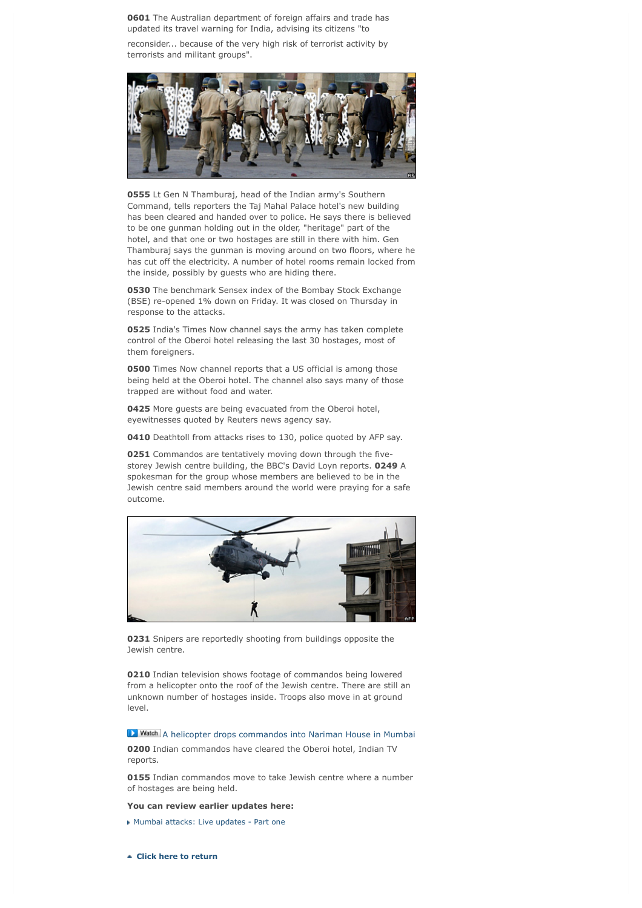**0601** The Australian department of foreign affairs and trade has updated its travel warning for India, advising its citizens "to reconsider... because of the very high risk of terrorist activity by terrorists and militant groups".

**0555** Lt Gen N Thamburaj, head of the Indian army's Southern Command, tells reporters the Taj Mahal Palace hotel's new building has been cleared and handed over to police. He says there is believed to be one gunman holding out in the older, "heritage" part of the hotel, and that one or two hostages are still in there with him. Gen Thamburaj says the gunman is moving around on two floors, where he has cut off the electricity. A number of hotel rooms remain locked from the inside, possibly by guests who are hiding there.

**0530** The benchmark Sensex index of the Bombay Stock Exchange (BSE) re-opened 1% down on Friday. It was closed on Thursday in response to the attacks.

**0525** India's Times Now channel says the army has taken complete control of the Oberoi hotel releasing the last 30 hostages, most of them foreigners.

**0500** Times Now channel reports that a US official is among those being held at the Oberoi hotel. The channel also says many of those trapped are without food and water.

**0425** More guests are being evacuated from the Oberoi hotel, eyewitnesses quoted by Reuters news agency say.

**0410** Deathtoll from attacks rises to 130, police quoted by AFP say.

**0251** Commandos are tentatively moving down through the five-storey Jewish centre building, the BBC's David Loyn reports. **0249** A spokesman for the group whose members are believed to be in the Jewish centre said members around the world were praying for a safe outcome.

**0231** Snipers are reportedly shooting from buildings opposite the Jewish centre.

**0210** Indian television shows footage of commandos being lowered from a helicopter onto the roof of the Jewish centre. There are still an unknown number of hostages inside. Troops also move in at ground level.

Watch A helicopter drops commandos into Nariman House in Mumbai

**0200** Indian commandos have cleared the Oberoi hotel, Indian TV reports.

**0155** Indian commandos move to take Jewish centre where a number of hostages are being held.

**You can review earlier updates here:**

- Mumbai attacks: Live updates - Part one

**Click here to return**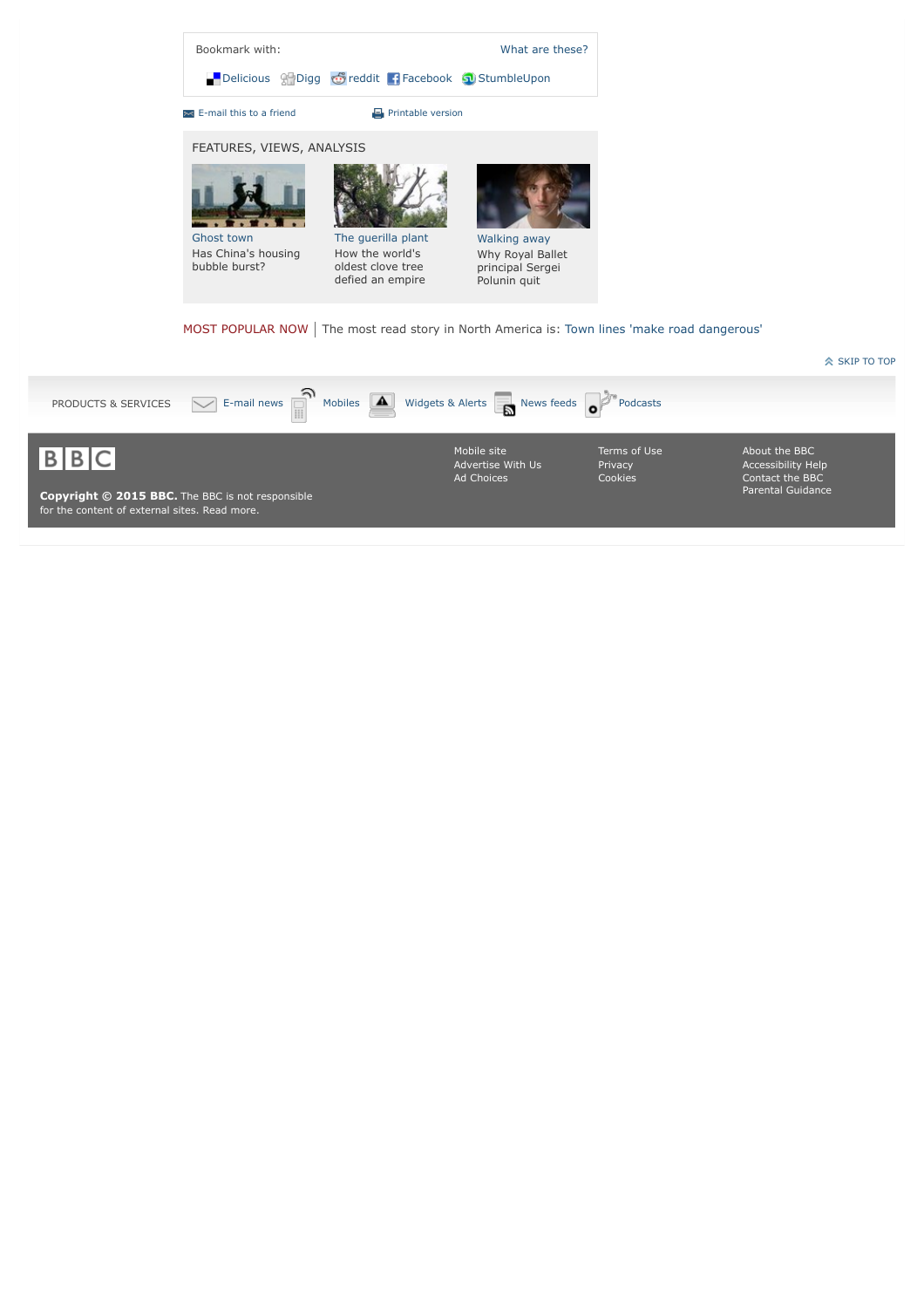Bookmark with: What are these?

Delicious Digg reddit Facebook StumbleUpon

E-mail this to a friend Printable version

FEATURES, VIEWS, ANALYSIS

Ghost town
Has China's housing bubble burst?

The guerilla plant
How the world's oldest clove tree defied an empire

Walking away
Why Royal Ballet principal Sergei Polunin quit

MOST POPULAR NOW | The most read story in North America is: Town lines 'make road dangerous'

SKIP TO TOP

PRODUCTS & SERVICES E-mail news Mobiles Widgets & Alerts News feeds Podcasts

BBC

**Copyright © 2015 BBC.** The BBC is not responsible for the content of external sites. Read more.

Mobile site
Advertise With Us
Ad Choices

Terms of Use
Privacy
Cookies

About the BBC
Accessibility Help
Contact the BBC
Parental Guidance